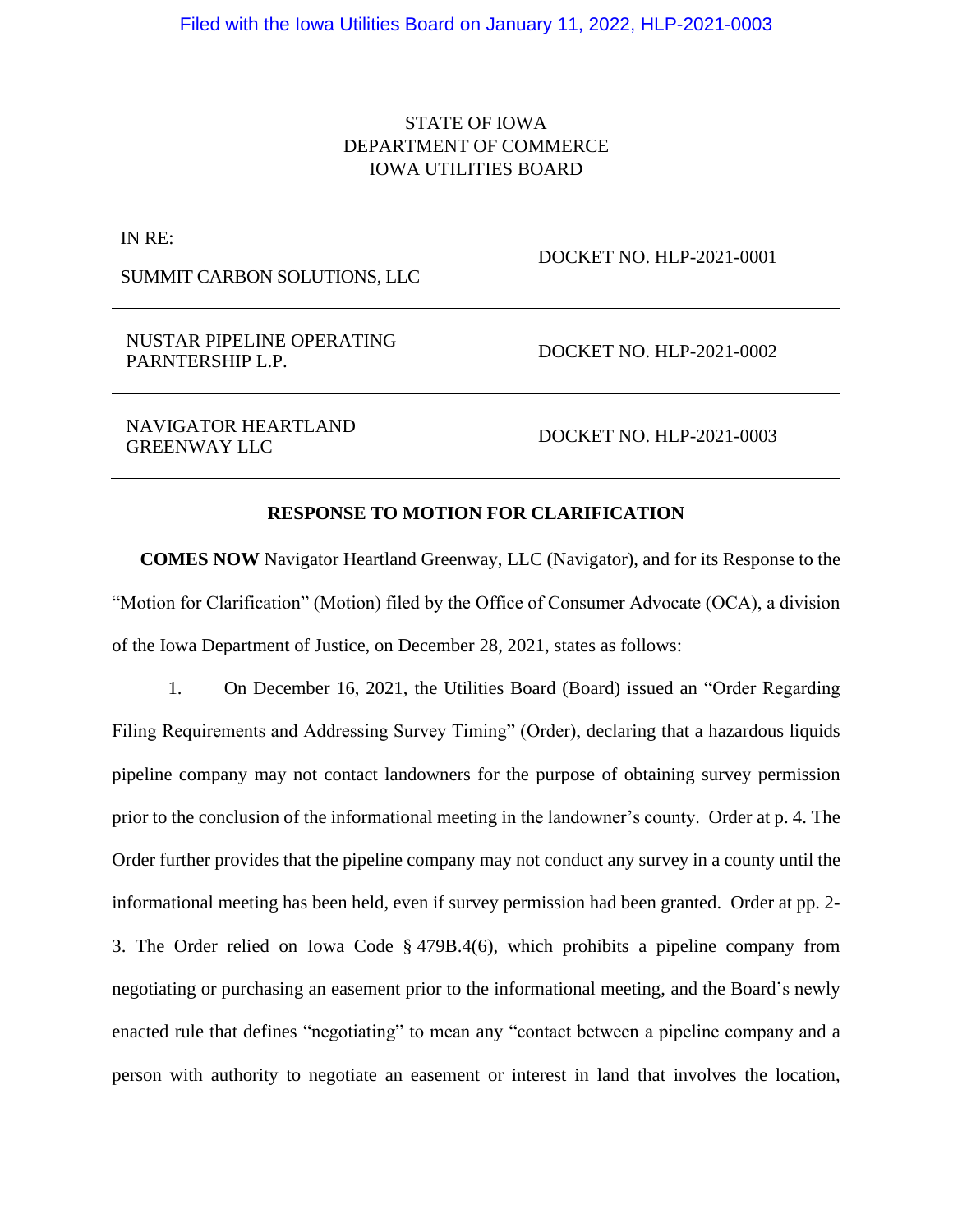Filed with the Iowa Utilities Board on January 11, 2022, HLP-2021-0003

STATE OF IOWA
DEPARTMENT OF COMMERCE
IOWA UTILITIES BOARD

| IN RE:<br><br>SUMMIT CARBON SOLUTIONS, LLC | DOCKET NO. HLP-2021-0001 |
|---|---|
| NUSTAR PIPELINE OPERATING PARNTERSHIP L.P. | DOCKET NO. HLP-2021-0002 |
| NAVIGATOR HEARTLAND GREENWAY LLC | DOCKET NO. HLP-2021-0003 |

**RESPONSE TO MOTION FOR CLARIFICATION**

**COMES NOW** Navigator Heartland Greenway, LLC (Navigator), and for its Response to the "Motion for Clarification" (Motion) filed by the Office of Consumer Advocate (OCA), a division of the Iowa Department of Justice, on December 28, 2021, states as follows:

1. On December 16, 2021, the Utilities Board (Board) issued an "Order Regarding Filing Requirements and Addressing Survey Timing" (Order), declaring that a hazardous liquids pipeline company may not contact landowners for the purpose of obtaining survey permission prior to the conclusion of the informational meeting in the landowner's county. Order at p. 4. The Order further provides that the pipeline company may not conduct any survey in a county until the informational meeting has been held, even if survey permission had been granted. Order at pp. 2-3. The Order relied on Iowa Code § 479B.4(6), which prohibits a pipeline company from negotiating or purchasing an easement prior to the informational meeting, and the Board's newly enacted rule that defines "negotiating" to mean any "contact between a pipeline company and a person with authority to negotiate an easement or interest in land that involves the location,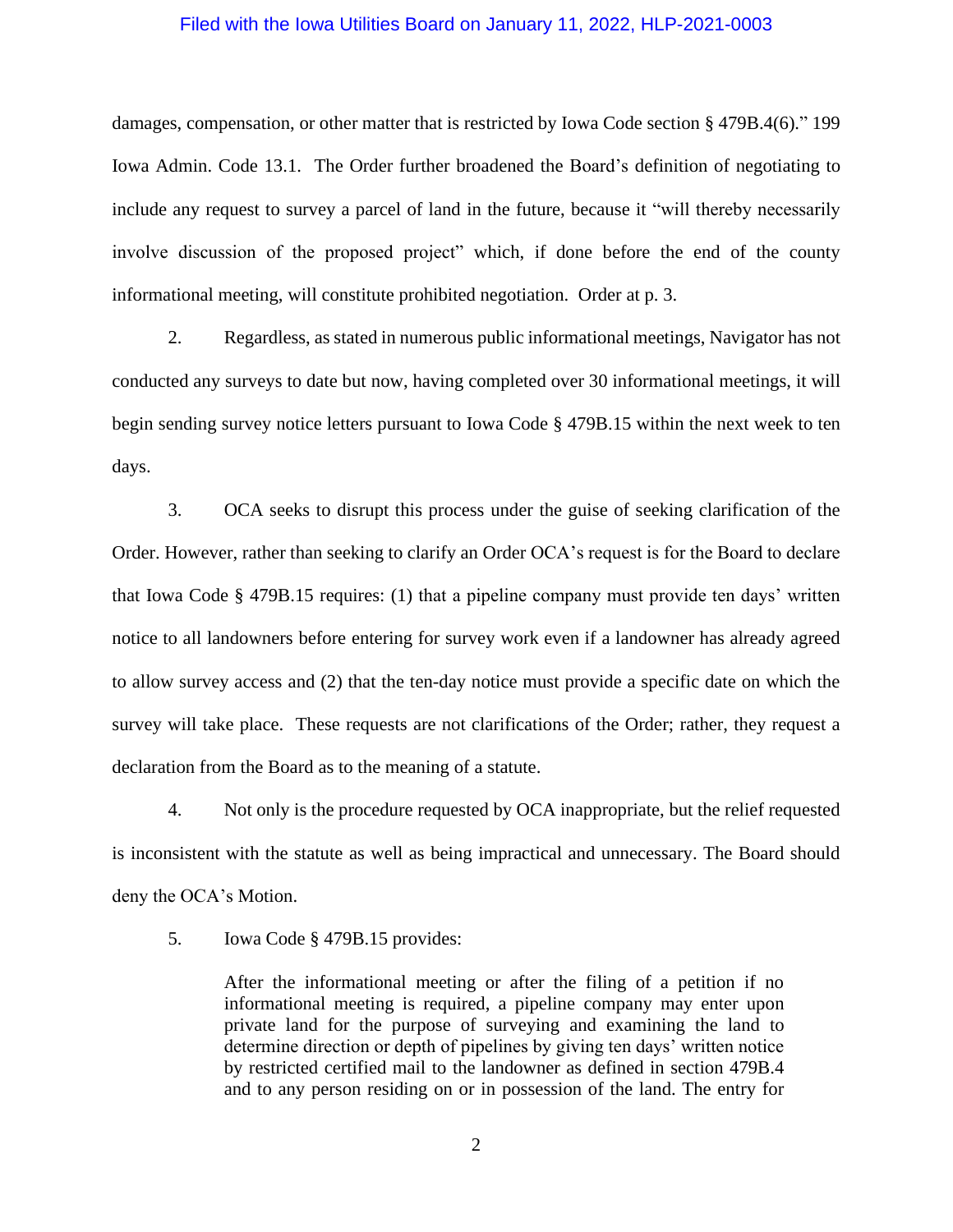damages, compensation, or other matter that is restricted by Iowa Code section § 479B.4(6)." 199 Iowa Admin. Code 13.1. The Order further broadened the Board's definition of negotiating to include any request to survey a parcel of land in the future, because it "will thereby necessarily involve discussion of the proposed project" which, if done before the end of the county informational meeting, will constitute prohibited negotiation. Order at p. 3.

2. Regardless, as stated in numerous public informational meetings, Navigator has not conducted any surveys to date but now, having completed over 30 informational meetings, it will begin sending survey notice letters pursuant to Iowa Code § 479B.15 within the next week to ten days.

3. OCA seeks to disrupt this process under the guise of seeking clarification of the Order. However, rather than seeking to clarify an Order OCA's request is for the Board to declare that Iowa Code § 479B.15 requires: (1) that a pipeline company must provide ten days' written notice to all landowners before entering for survey work even if a landowner has already agreed to allow survey access and (2) that the ten-day notice must provide a specific date on which the survey will take place. These requests are not clarifications of the Order; rather, they request a declaration from the Board as to the meaning of a statute.

4. Not only is the procedure requested by OCA inappropriate, but the relief requested is inconsistent with the statute as well as being impractical and unnecessary. The Board should deny the OCA's Motion.

5. Iowa Code § 479B.15 provides:

> After the informational meeting or after the filing of a petition if no informational meeting is required, a pipeline company may enter upon private land for the purpose of surveying and examining the land to determine direction or depth of pipelines by giving ten days' written notice by restricted certified mail to the landowner as defined in section 479B.4 and to any person residing on or in possession of the land. The entry for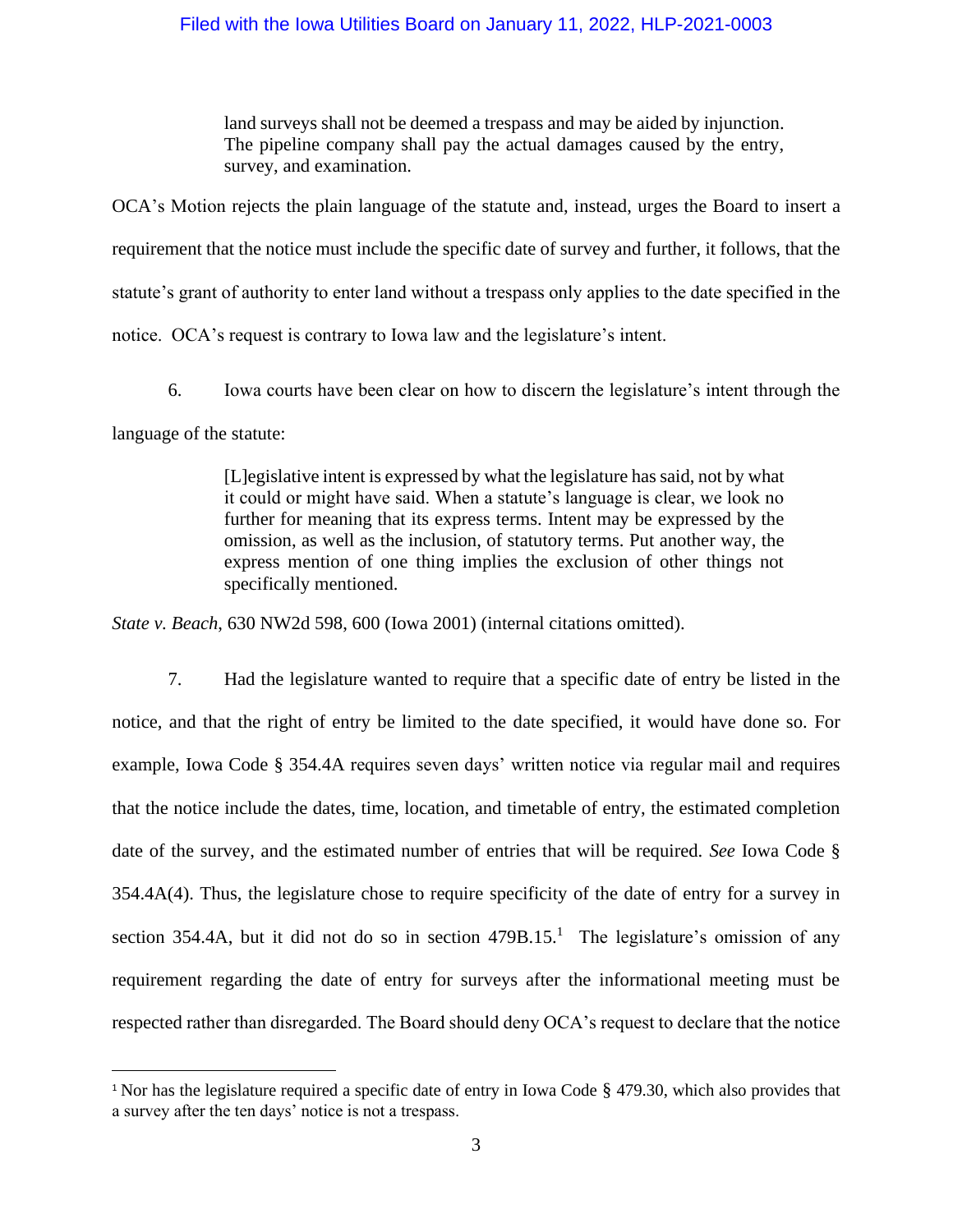> land surveys shall not be deemed a trespass and may be aided by injunction. The pipeline company shall pay the actual damages caused by the entry, survey, and examination.

OCA's Motion rejects the plain language of the statute and, instead, urges the Board to insert a requirement that the notice must include the specific date of survey and further, it follows, that the statute's grant of authority to enter land without a trespass only applies to the date specified in the notice. OCA's request is contrary to Iowa law and the legislature's intent.

6. Iowa courts have been clear on how to discern the legislature's intent through the language of the statute:

> [L]egislative intent is expressed by what the legislature has said, not by what it could or might have said. When a statute's language is clear, we look no further for meaning that its express terms. Intent may be expressed by the omission, as well as the inclusion, of statutory terms. Put another way, the express mention of one thing implies the exclusion of other things not specifically mentioned.

*State v. Beach*, 630 NW2d 598, 600 (Iowa 2001) (internal citations omitted).

7. Had the legislature wanted to require that a specific date of entry be listed in the notice, and that the right of entry be limited to the date specified, it would have done so. For example, Iowa Code § 354.4A requires seven days' written notice via regular mail and requires that the notice include the dates, time, location, and timetable of entry, the estimated completion date of the survey, and the estimated number of entries that will be required. *See* Iowa Code § 354.4A(4). Thus, the legislature chose to require specificity of the date of entry for a survey in section 354.4A, but it did not do so in section 479B.15.[1] The legislature's omission of any requirement regarding the date of entry for surveys after the informational meeting must be respected rather than disregarded. The Board should deny OCA's request to declare that the notice

[1] Nor has the legislature required a specific date of entry in Iowa Code § 479.30, which also provides that a survey after the ten days' notice is not a trespass.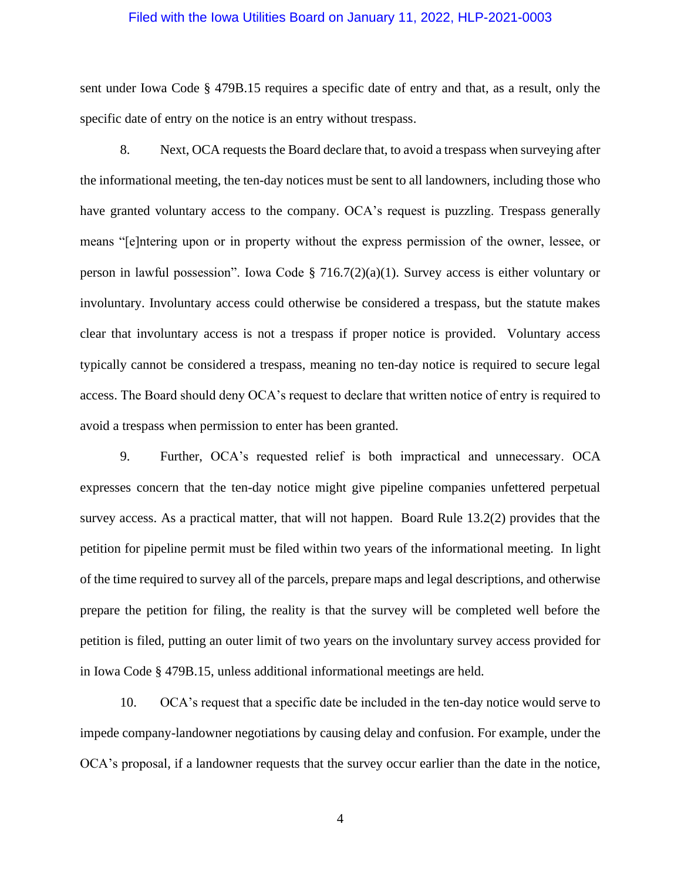sent under Iowa Code § 479B.15 requires a specific date of entry and that, as a result, only the specific date of entry on the notice is an entry without trespass.

8. Next, OCA requests the Board declare that, to avoid a trespass when surveying after the informational meeting, the ten-day notices must be sent to all landowners, including those who have granted voluntary access to the company. OCA's request is puzzling. Trespass generally means "[e]ntering upon or in property without the express permission of the owner, lessee, or person in lawful possession". Iowa Code § 716.7(2)(a)(1). Survey access is either voluntary or involuntary. Involuntary access could otherwise be considered a trespass, but the statute makes clear that involuntary access is not a trespass if proper notice is provided. Voluntary access typically cannot be considered a trespass, meaning no ten-day notice is required to secure legal access. The Board should deny OCA's request to declare that written notice of entry is required to avoid a trespass when permission to enter has been granted.

9. Further, OCA's requested relief is both impractical and unnecessary. OCA expresses concern that the ten-day notice might give pipeline companies unfettered perpetual survey access. As a practical matter, that will not happen. Board Rule 13.2(2) provides that the petition for pipeline permit must be filed within two years of the informational meeting. In light of the time required to survey all of the parcels, prepare maps and legal descriptions, and otherwise prepare the petition for filing, the reality is that the survey will be completed well before the petition is filed, putting an outer limit of two years on the involuntary survey access provided for in Iowa Code § 479B.15, unless additional informational meetings are held.

10. OCA's request that a specific date be included in the ten-day notice would serve to impede company-landowner negotiations by causing delay and confusion. For example, under the OCA's proposal, if a landowner requests that the survey occur earlier than the date in the notice,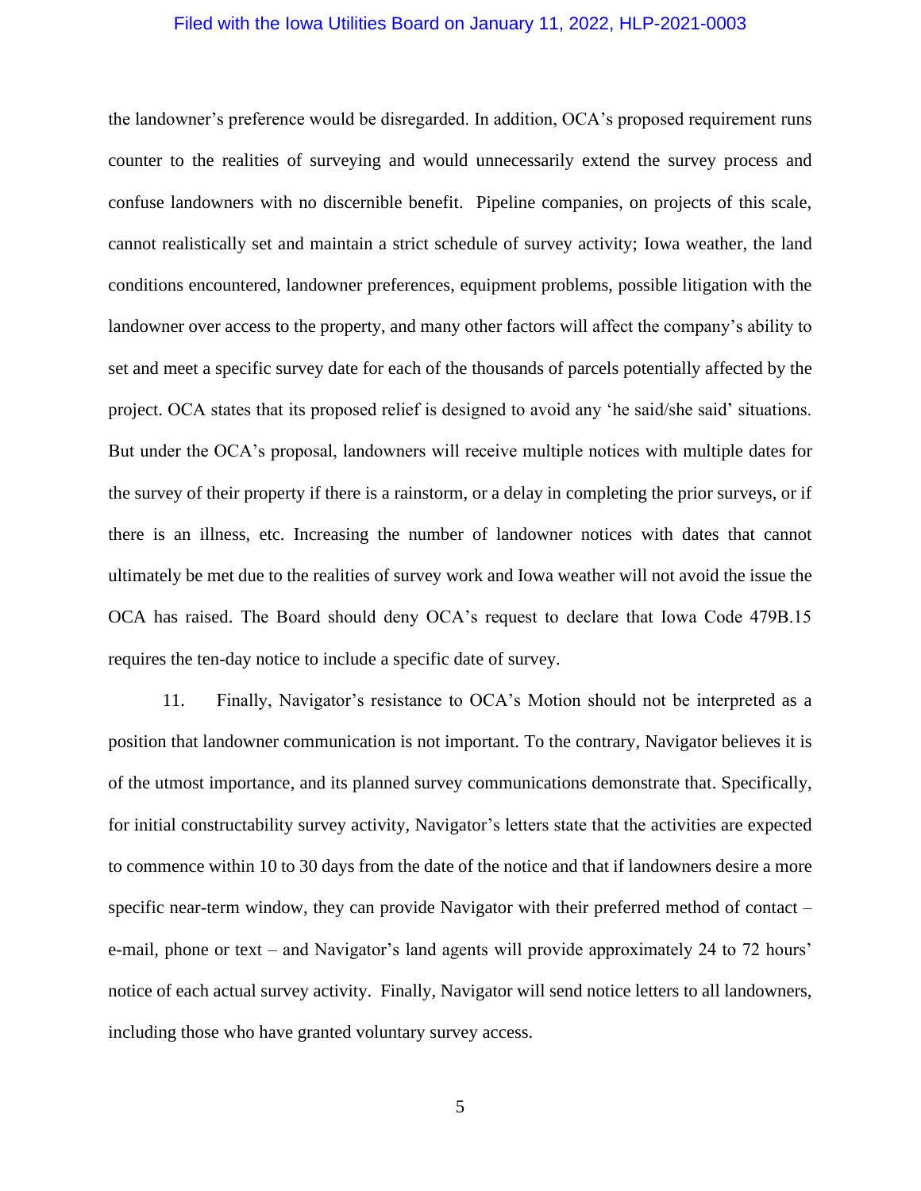the landowner's preference would be disregarded. In addition, OCA's proposed requirement runs counter to the realities of surveying and would unnecessarily extend the survey process and confuse landowners with no discernible benefit. Pipeline companies, on projects of this scale, cannot realistically set and maintain a strict schedule of survey activity; Iowa weather, the land conditions encountered, landowner preferences, equipment problems, possible litigation with the landowner over access to the property, and many other factors will affect the company's ability to set and meet a specific survey date for each of the thousands of parcels potentially affected by the project. OCA states that its proposed relief is designed to avoid any 'he said/she said' situations. But under the OCA's proposal, landowners will receive multiple notices with multiple dates for the survey of their property if there is a rainstorm, or a delay in completing the prior surveys, or if there is an illness, etc. Increasing the number of landowner notices with dates that cannot ultimately be met due to the realities of survey work and Iowa weather will not avoid the issue the OCA has raised. The Board should deny OCA's request to declare that Iowa Code 479B.15 requires the ten-day notice to include a specific date of survey.

11. Finally, Navigator's resistance to OCA's Motion should not be interpreted as a position that landowner communication is not important. To the contrary, Navigator believes it is of the utmost importance, and its planned survey communications demonstrate that. Specifically, for initial constructability survey activity, Navigator's letters state that the activities are expected to commence within 10 to 30 days from the date of the notice and that if landowners desire a more specific near-term window, they can provide Navigator with their preferred method of contact – e-mail, phone or text – and Navigator's land agents will provide approximately 24 to 72 hours' notice of each actual survey activity. Finally, Navigator will send notice letters to all landowners, including those who have granted voluntary survey access.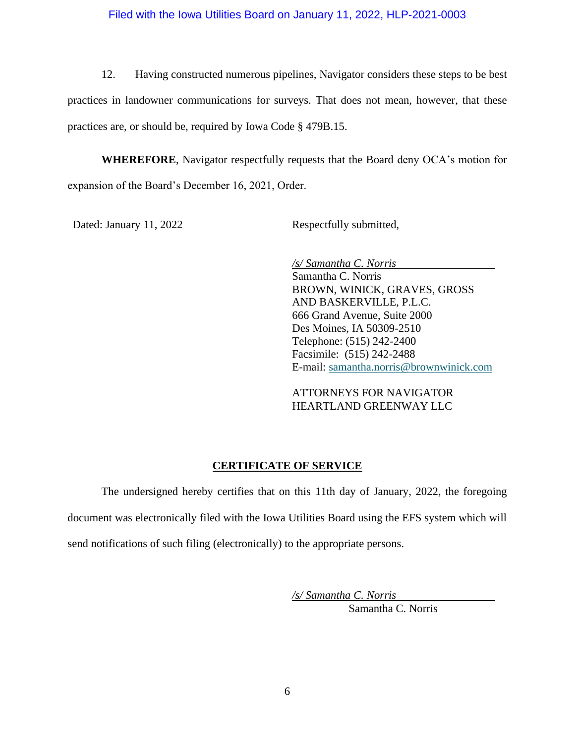12. Having constructed numerous pipelines, Navigator considers these steps to be best practices in landowner communications for surveys. That does not mean, however, that these practices are, or should be, required by Iowa Code § 479B.15.

**WHEREFORE**, Navigator respectfully requests that the Board deny OCA's motion for expansion of the Board's December 16, 2021, Order.

Dated: January 11, 2022

Respectfully submitted,

*/s/ Samantha C. Norris*
Samantha C. Norris
BROWN, WINICK, GRAVES, GROSS AND BASKERVILLE, P.L.C.
666 Grand Avenue, Suite 2000
Des Moines, IA 50309-2510
Telephone: (515) 242-2400
Facsimile: (515) 242-2488
E-mail: samantha.norris@brownwinick.com

ATTORNEYS FOR NAVIGATOR HEARTLAND GREENWAY LLC

## CERTIFICATE OF SERVICE

The undersigned hereby certifies that on this 11th day of January, 2022, the foregoing document was electronically filed with the Iowa Utilities Board using the EFS system which will send notifications of such filing (electronically) to the appropriate persons.

*/s/ Samantha C. Norris*
Samantha C. Norris